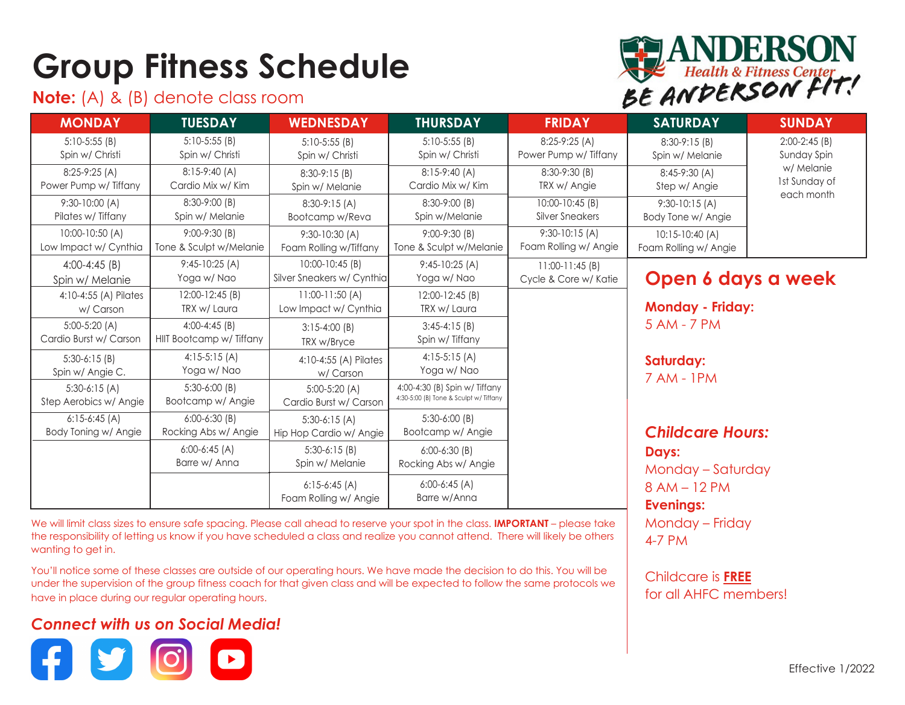# Group Fitness Schedule

**Note:** (A) & (B) denote class room

ANDERSON Health & Fitness Center
BE ANDERSON FIT!

| MONDAY | TUESDAY | WEDNESDAY | THURSDAY | FRIDAY | SATURDAY | SUNDAY |
|---|---|---|---|---|---|---|
| 5:10-5:55 (B) Spin w/ Christi | 5:10-5:55 (B) Spin w/ Christi | 5:10-5:55 (B) Spin w/ Christi | 5:10-5:55 (B) Spin w/ Christi | 8:25-9:25 (A) Power Pump w/ Tiffany | 8:30-9:15 (B) Spin w/ Melanie | 2:00-2:45 (B) Sunday Spin w/ Melanie 1st Sunday of each month |
| 8:25-9:25 (A) Power Pump w/ Tiffany | 8:15-9:40 (A) Cardio Mix w/ Kim | 8:30-9:15 (B) Spin w/ Melanie | 8:15-9:40 (A) Cardio Mix w/ Kim | 8:30-9:30 (B) TRX w/ Angie | 8:45-9:30 (A) Step w/ Angie | |
| 9:30-10:00 (A) Pilates w/ Tiffany | 8:30-9:00 (B) Spin w/ Melanie | 8:30-9:15 (A) Bootcamp w/Reva | 8:30-9:00 (B) Spin w/Melanie | 10:00-10:45 (B) Silver Sneakers | 9:30-10:15 (A) Body Tone w/ Angie | |
| 10:00-10:50 (A) Low Impact w/ Cynthia | 9:00-9:30 (B) Tone & Sculpt w/Melanie | 9:30-10:30 (A) Foam Rolling w/Tiffany | 9:00-9:30 (B) Tone & Sculpt w/Melanie | 9:30-10:15 (A) Foam Rolling w/ Angie | 10:15-10:40 (A) Foam Rolling w/ Angie | |
| 4:00-4:45 (B) Spin w/ Melanie | 9:45-10:25 (A) Yoga w/ Nao | 10:00-10:45 (B) Silver Sneakers w/ Cynthia | 9:45-10:25 (A) Yoga w/ Nao | 11:00-11:45 (B) Cycle & Core w/ Katie | | |
| 4:10-4:55 (A) Pilates w/ Carson | 12:00-12:45 (B) TRX w/ Laura | 11:00-11:50 (A) Low Impact w/ Cynthia | 12:00-12:45 (B) TRX w/ Laura | | | |
| 5:00-5:20 (A) Cardio Burst w/ Carson | 4:00-4:45 (B) HIIT Bootcamp w/ Tiffany | 3:15-4:00 (B) TRX w/Bryce | 3:45-4:15 (B) Spin w/ Tiffany | | | |
| 5:30-6:15 (B) Spin w/ Angie C. | 4:15-5:15 (A) Yoga w/ Nao | 4:10-4:55 (A) Pilates w/ Carson | 4:15-5:15 (A) Yoga w/ Nao | | | |
| 5:30-6:15 (A) Step Aerobics w/ Angie | 5:30-6:00 (B) Bootcamp w/ Angie | 5:00-5:20 (A) Cardio Burst w/ Carson | 4:00-4:30 (B) Spin w/ Tiffany 4:30-5:00 (B) Tone & Sculpt w/ Tiffany | | | |
| 6:15-6:45 (A) Body Toning w/ Angie | 6:00-6:30 (B) Rocking Abs w/ Angie | 5:30-6:15 (A) Hip Hop Cardio w/ Angie | 5:30-6:00 (B) Bootcamp w/ Angie | | | |
| | 6:00-6:45 (A) Barre w/ Anna | 5:30-6:15 (B) Spin w/ Melanie | 6:00-6:30 (B) Rocking Abs w/ Angie | | | |
| | | 6:15-6:45 (A) Foam Rolling w/ Angie | 6:00-6:45 (A) Barre w/Anna | | | |

We will limit class sizes to ensure safe spacing. Please call ahead to reserve your spot in the class. **IMPORTANT** – please take the responsibility of letting us know if you have scheduled a class and realize you cannot attend. There will likely be others wanting to get in.

You'll notice some of these classes are outside of our operating hours. We have made the decision to do this. You will be under the supervision of the group fitness coach for that given class and will be expected to follow the same protocols we have in place during our regular operating hours.

## Open 6 days a week

**Monday - Friday:**
5 AM - 7 PM

**Saturday:**
7 AM - 1PM

### *Childcare Hours:*

**Days:**
Monday – Saturday
8 AM – 12 PM

**Evenings:**
Monday – Friday
4-7 PM

Childcare is **FREE** for all AHFC members!

### *Connect with us on Social Media!*

Effective 1/2022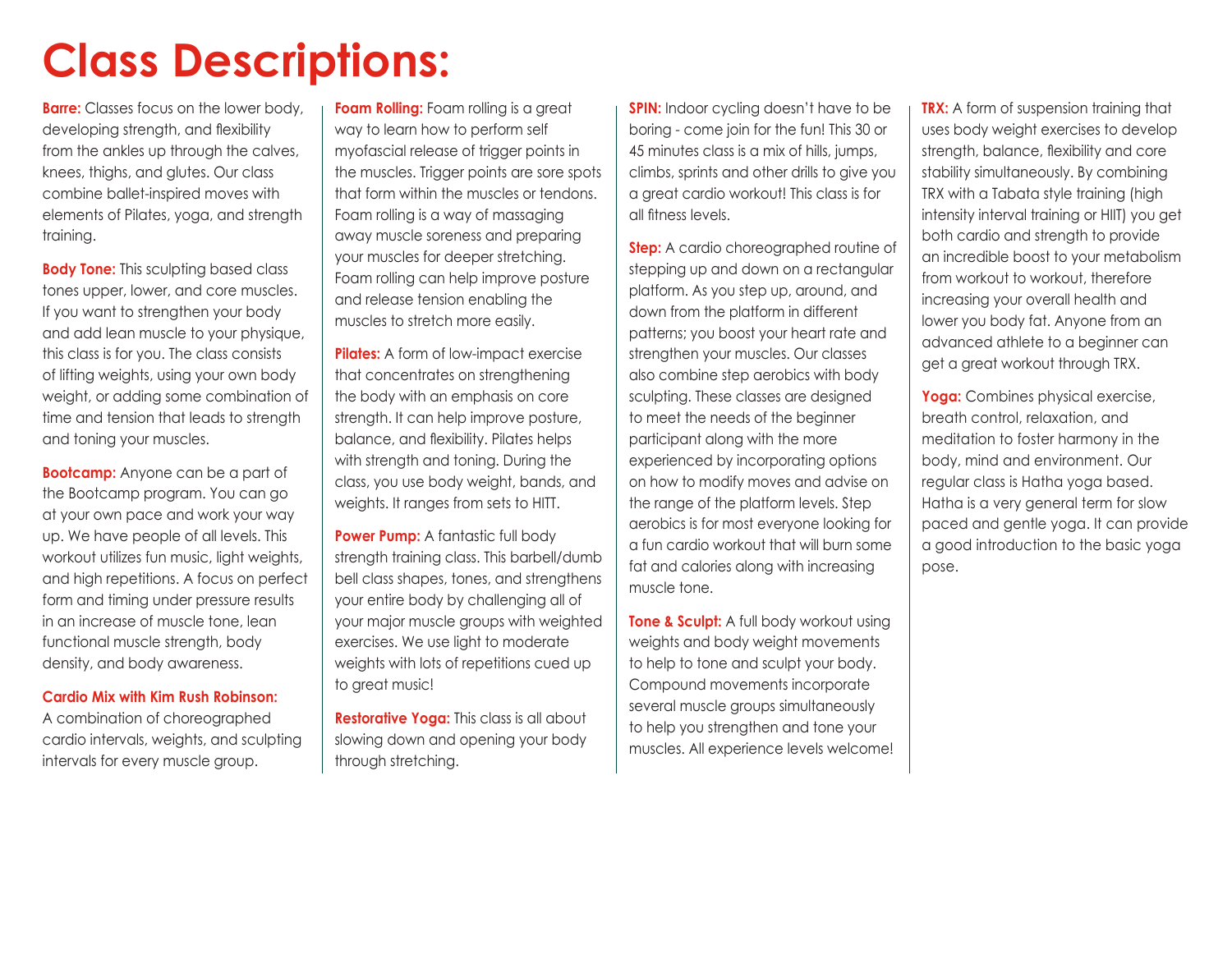# Class Descriptions:

**Barre:** Classes focus on the lower body, developing strength, and flexibility from the ankles up through the calves, knees, thighs, and glutes. Our class combine ballet-inspired moves with elements of Pilates, yoga, and strength training.

**Body Tone:** This sculpting based class tones upper, lower, and core muscles. If you want to strengthen your body and add lean muscle to your physique, this class is for you. The class consists of lifting weights, using your own body weight, or adding some combination of time and tension that leads to strength and toning your muscles.

**Bootcamp:** Anyone can be a part of the Bootcamp program. You can go at your own pace and work your way up. We have people of all levels. This workout utilizes fun music, light weights, and high repetitions. A focus on perfect form and timing under pressure results in an increase of muscle tone, lean functional muscle strength, body density, and body awareness.

**Cardio Mix with Kim Rush Robinson:** A combination of choreographed cardio intervals, weights, and sculpting intervals for every muscle group.

**Foam Rolling:** Foam rolling is a great way to learn how to perform self myofascial release of trigger points in the muscles. Trigger points are sore spots that form within the muscles or tendons. Foam rolling is a way of massaging away muscle soreness and preparing your muscles for deeper stretching. Foam rolling can help improve posture and release tension enabling the muscles to stretch more easily.

**Pilates:** A form of low-impact exercise that concentrates on strengthening the body with an emphasis on core strength. It can help improve posture, balance, and flexibility. Pilates helps with strength and toning. During the class, you use body weight, bands, and weights. It ranges from sets to HITT.

**Power Pump:** A fantastic full body strength training class. This barbell/dumb bell class shapes, tones, and strengthens your entire body by challenging all of your major muscle groups with weighted exercises. We use light to moderate weights with lots of repetitions cued up to great music!

**Restorative Yoga:** This class is all about slowing down and opening your body through stretching.

**SPIN:** Indoor cycling doesn't have to be boring - come join for the fun! This 30 or 45 minutes class is a mix of hills, jumps, climbs, sprints and other drills to give you a great cardio workout! This class is for all fitness levels.

**Step:** A cardio choreographed routine of stepping up and down on a rectangular platform. As you step up, around, and down from the platform in different patterns; you boost your heart rate and strengthen your muscles. Our classes also combine step aerobics with body sculpting. These classes are designed to meet the needs of the beginner participant along with the more experienced by incorporating options on how to modify moves and advise on the range of the platform levels. Step aerobics is for most everyone looking for a fun cardio workout that will burn some fat and calories along with increasing muscle tone.

**Tone & Sculpt:** A full body workout using weights and body weight movements to help to tone and sculpt your body. Compound movements incorporate several muscle groups simultaneously to help you strengthen and tone your muscles. All experience levels welcome!

**TRX:** A form of suspension training that uses body weight exercises to develop strength, balance, flexibility and core stability simultaneously. By combining TRX with a Tabata style training (high intensity interval training or HIIT) you get both cardio and strength to provide an incredible boost to your metabolism from workout to workout, therefore increasing your overall health and lower you body fat. Anyone from an advanced athlete to a beginner can get a great workout through TRX.

**Yoga:** Combines physical exercise, breath control, relaxation, and meditation to foster harmony in the body, mind and environment. Our regular class is Hatha yoga based. Hatha is a very general term for slow paced and gentle yoga. It can provide a good introduction to the basic yoga pose.